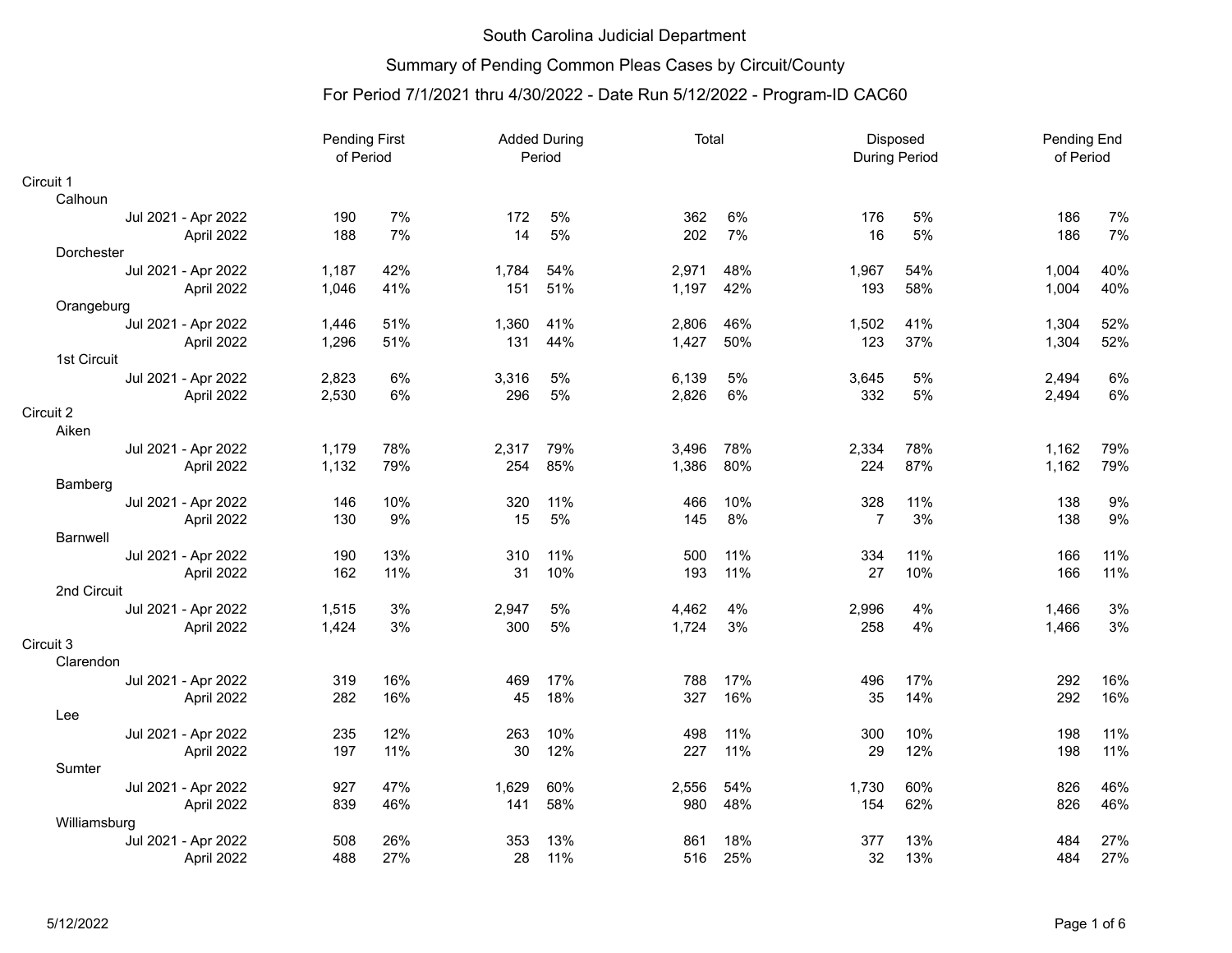# South Carolina Judicial Department

## Summary of Pending Common Pleas Cases by Circuit/County

### For Period 7/1/2021 thru 4/30/2022 - Date Run 5/12/2022 - Program-ID CAC60

| | Pending First of Period | | Added During Period | | Total | | Disposed During Period | | Pending End of Period | |
|---|---|---|---|---|---|---|---|---|---|---|
| **Circuit 1** | | | | | | | | | | |
| Calhoun | | | | | | | | | | |
| Jul 2021 - Apr 2022 | 190 | 7% | 172 | 5% | 362 | 6% | 176 | 5% | 186 | 7% |
| April 2022 | 188 | 7% | 14 | 5% | 202 | 7% | 16 | 5% | 186 | 7% |
| Dorchester | | | | | | | | | | |
| Jul 2021 - Apr 2022 | 1,187 | 42% | 1,784 | 54% | 2,971 | 48% | 1,967 | 54% | 1,004 | 40% |
| April 2022 | 1,046 | 41% | 151 | 51% | 1,197 | 42% | 193 | 58% | 1,004 | 40% |
| Orangeburg | | | | | | | | | | |
| Jul 2021 - Apr 2022 | 1,446 | 51% | 1,360 | 41% | 2,806 | 46% | 1,502 | 41% | 1,304 | 52% |
| April 2022 | 1,296 | 51% | 131 | 44% | 1,427 | 50% | 123 | 37% | 1,304 | 52% |
| 1st Circuit | | | | | | | | | | |
| Jul 2021 - Apr 2022 | 2,823 | 6% | 3,316 | 5% | 6,139 | 5% | 3,645 | 5% | 2,494 | 6% |
| April 2022 | 2,530 | 6% | 296 | 5% | 2,826 | 6% | 332 | 5% | 2,494 | 6% |
| **Circuit 2** | | | | | | | | | | |
| Aiken | | | | | | | | | | |
| Jul 2021 - Apr 2022 | 1,179 | 78% | 2,317 | 79% | 3,496 | 78% | 2,334 | 78% | 1,162 | 79% |
| April 2022 | 1,132 | 79% | 254 | 85% | 1,386 | 80% | 224 | 87% | 1,162 | 79% |
| Bamberg | | | | | | | | | | |
| Jul 2021 - Apr 2022 | 146 | 10% | 320 | 11% | 466 | 10% | 328 | 11% | 138 | 9% |
| April 2022 | 130 | 9% | 15 | 5% | 145 | 8% | 7 | 3% | 138 | 9% |
| Barnwell | | | | | | | | | | |
| Jul 2021 - Apr 2022 | 190 | 13% | 310 | 11% | 500 | 11% | 334 | 11% | 166 | 11% |
| April 2022 | 162 | 11% | 31 | 10% | 193 | 11% | 27 | 10% | 166 | 11% |
| 2nd Circuit | | | | | | | | | | |
| Jul 2021 - Apr 2022 | 1,515 | 3% | 2,947 | 5% | 4,462 | 4% | 2,996 | 4% | 1,466 | 3% |
| April 2022 | 1,424 | 3% | 300 | 5% | 1,724 | 3% | 258 | 4% | 1,466 | 3% |
| **Circuit 3** | | | | | | | | | | |
| Clarendon | | | | | | | | | | |
| Jul 2021 - Apr 2022 | 319 | 16% | 469 | 17% | 788 | 17% | 496 | 17% | 292 | 16% |
| April 2022 | 282 | 16% | 45 | 18% | 327 | 16% | 35 | 14% | 292 | 16% |
| Lee | | | | | | | | | | |
| Jul 2021 - Apr 2022 | 235 | 12% | 263 | 10% | 498 | 11% | 300 | 10% | 198 | 11% |
| April 2022 | 197 | 11% | 30 | 12% | 227 | 11% | 29 | 12% | 198 | 11% |
| Sumter | | | | | | | | | | |
| Jul 2021 - Apr 2022 | 927 | 47% | 1,629 | 60% | 2,556 | 54% | 1,730 | 60% | 826 | 46% |
| April 2022 | 839 | 46% | 141 | 58% | 980 | 48% | 154 | 62% | 826 | 46% |
| Williamsburg | | | | | | | | | | |
| Jul 2021 - Apr 2022 | 508 | 26% | 353 | 13% | 861 | 18% | 377 | 13% | 484 | 27% |
| April 2022 | 488 | 27% | 28 | 11% | 516 | 25% | 32 | 13% | 484 | 27% |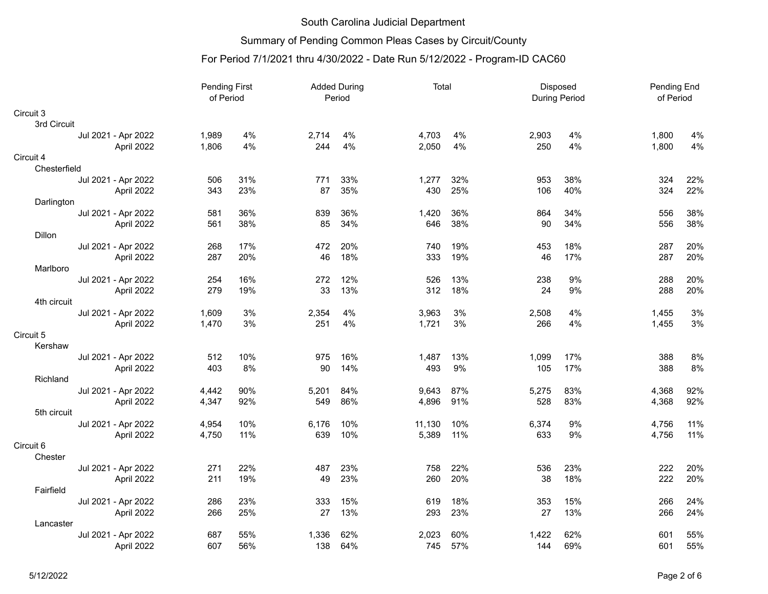South Carolina Judicial Department

Summary of Pending Common Pleas Cases by Circuit/County

For Period 7/1/2021 thru 4/30/2022 - Date Run 5/12/2022 - Program-ID CAC60

| | Pending First of Period | | Added During Period | | Total | | Disposed During Period | | Pending End of Period | |
|---|---|---|---|---|---|---|---|---|---|---|
| **Circuit 3** | | | | | | | | | | |
| 3rd Circuit | | | | | | | | | | |
| Jul 2021 - Apr 2022 | 1,989 | 4% | 2,714 | 4% | 4,703 | 4% | 2,903 | 4% | 1,800 | 4% |
| April 2022 | 1,806 | 4% | 244 | 4% | 2,050 | 4% | 250 | 4% | 1,800 | 4% |
| **Circuit 4** | | | | | | | | | | |
| Chesterfield | | | | | | | | | | |
| Jul 2021 - Apr 2022 | 506 | 31% | 771 | 33% | 1,277 | 32% | 953 | 38% | 324 | 22% |
| April 2022 | 343 | 23% | 87 | 35% | 430 | 25% | 106 | 40% | 324 | 22% |
| Darlington | | | | | | | | | | |
| Jul 2021 - Apr 2022 | 581 | 36% | 839 | 36% | 1,420 | 36% | 864 | 34% | 556 | 38% |
| April 2022 | 561 | 38% | 85 | 34% | 646 | 38% | 90 | 34% | 556 | 38% |
| Dillon | | | | | | | | | | |
| Jul 2021 - Apr 2022 | 268 | 17% | 472 | 20% | 740 | 19% | 453 | 18% | 287 | 20% |
| April 2022 | 287 | 20% | 46 | 18% | 333 | 19% | 46 | 17% | 287 | 20% |
| Marlboro | | | | | | | | | | |
| Jul 2021 - Apr 2022 | 254 | 16% | 272 | 12% | 526 | 13% | 238 | 9% | 288 | 20% |
| April 2022 | 279 | 19% | 33 | 13% | 312 | 18% | 24 | 9% | 288 | 20% |
| 4th circuit | | | | | | | | | | |
| Jul 2021 - Apr 2022 | 1,609 | 3% | 2,354 | 4% | 3,963 | 3% | 2,508 | 4% | 1,455 | 3% |
| April 2022 | 1,470 | 3% | 251 | 4% | 1,721 | 3% | 266 | 4% | 1,455 | 3% |
| **Circuit 5** | | | | | | | | | | |
| Kershaw | | | | | | | | | | |
| Jul 2021 - Apr 2022 | 512 | 10% | 975 | 16% | 1,487 | 13% | 1,099 | 17% | 388 | 8% |
| April 2022 | 403 | 8% | 90 | 14% | 493 | 9% | 105 | 17% | 388 | 8% |
| Richland | | | | | | | | | | |
| Jul 2021 - Apr 2022 | 4,442 | 90% | 5,201 | 84% | 9,643 | 87% | 5,275 | 83% | 4,368 | 92% |
| April 2022 | 4,347 | 92% | 549 | 86% | 4,896 | 91% | 528 | 83% | 4,368 | 92% |
| 5th circuit | | | | | | | | | | |
| Jul 2021 - Apr 2022 | 4,954 | 10% | 6,176 | 10% | 11,130 | 10% | 6,374 | 9% | 4,756 | 11% |
| April 2022 | 4,750 | 11% | 639 | 10% | 5,389 | 11% | 633 | 9% | 4,756 | 11% |
| **Circuit 6** | | | | | | | | | | |
| Chester | | | | | | | | | | |
| Jul 2021 - Apr 2022 | 271 | 22% | 487 | 23% | 758 | 22% | 536 | 23% | 222 | 20% |
| April 2022 | 211 | 19% | 49 | 23% | 260 | 20% | 38 | 18% | 222 | 20% |
| Fairfield | | | | | | | | | | |
| Jul 2021 - Apr 2022 | 286 | 23% | 333 | 15% | 619 | 18% | 353 | 15% | 266 | 24% |
| April 2022 | 266 | 25% | 27 | 13% | 293 | 23% | 27 | 13% | 266 | 24% |
| Lancaster | | | | | | | | | | |
| Jul 2021 - Apr 2022 | 687 | 55% | 1,336 | 62% | 2,023 | 60% | 1,422 | 62% | 601 | 55% |
| April 2022 | 607 | 56% | 138 | 64% | 745 | 57% | 144 | 69% | 601 | 55% |

5/12/2022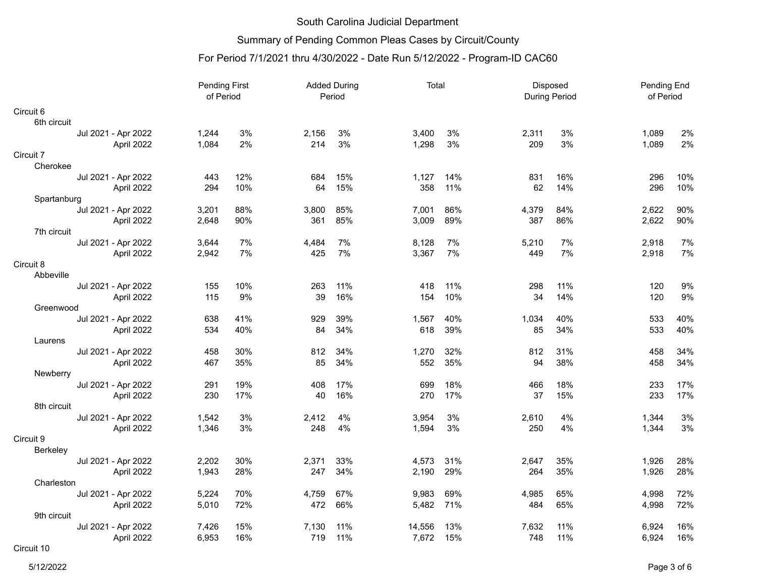# South Carolina Judicial Department

## Summary of Pending Common Pleas Cases by Circuit/County

### For Period 7/1/2021 thru 4/30/2022 - Date Run 5/12/2022 - Program-ID CAC60

| | Pending First of Period | | Added During Period | | Total | | Disposed During Period | | Pending End of Period | |
|---|---|---|---|---|---|---|---|---|---|---|
| **Circuit 6** | | | | | | | | | | |
| 6th circuit | | | | | | | | | | |
| Jul 2021 - Apr 2022 | 1,244 | 3% | 2,156 | 3% | 3,400 | 3% | 2,311 | 3% | 1,089 | 2% |
| April 2022 | 1,084 | 2% | 214 | 3% | 1,298 | 3% | 209 | 3% | 1,089 | 2% |
| **Circuit 7** | | | | | | | | | | |
| Cherokee | | | | | | | | | | |
| Jul 2021 - Apr 2022 | 443 | 12% | 684 | 15% | 1,127 | 14% | 831 | 16% | 296 | 10% |
| April 2022 | 294 | 10% | 64 | 15% | 358 | 11% | 62 | 14% | 296 | 10% |
| Spartanburg | | | | | | | | | | |
| Jul 2021 - Apr 2022 | 3,201 | 88% | 3,800 | 85% | 7,001 | 86% | 4,379 | 84% | 2,622 | 90% |
| April 2022 | 2,648 | 90% | 361 | 85% | 3,009 | 89% | 387 | 86% | 2,622 | 90% |
| 7th circuit | | | | | | | | | | |
| Jul 2021 - Apr 2022 | 3,644 | 7% | 4,484 | 7% | 8,128 | 7% | 5,210 | 7% | 2,918 | 7% |
| April 2022 | 2,942 | 7% | 425 | 7% | 3,367 | 7% | 449 | 7% | 2,918 | 7% |
| **Circuit 8** | | | | | | | | | | |
| Abbeville | | | | | | | | | | |
| Jul 2021 - Apr 2022 | 155 | 10% | 263 | 11% | 418 | 11% | 298 | 11% | 120 | 9% |
| April 2022 | 115 | 9% | 39 | 16% | 154 | 10% | 34 | 14% | 120 | 9% |
| Greenwood | | | | | | | | | | |
| Jul 2021 - Apr 2022 | 638 | 41% | 929 | 39% | 1,567 | 40% | 1,034 | 40% | 533 | 40% |
| April 2022 | 534 | 40% | 84 | 34% | 618 | 39% | 85 | 34% | 533 | 40% |
| Laurens | | | | | | | | | | |
| Jul 2021 - Apr 2022 | 458 | 30% | 812 | 34% | 1,270 | 32% | 812 | 31% | 458 | 34% |
| April 2022 | 467 | 35% | 85 | 34% | 552 | 35% | 94 | 38% | 458 | 34% |
| Newberry | | | | | | | | | | |
| Jul 2021 - Apr 2022 | 291 | 19% | 408 | 17% | 699 | 18% | 466 | 18% | 233 | 17% |
| April 2022 | 230 | 17% | 40 | 16% | 270 | 17% | 37 | 15% | 233 | 17% |
| 8th circuit | | | | | | | | | | |
| Jul 2021 - Apr 2022 | 1,542 | 3% | 2,412 | 4% | 3,954 | 3% | 2,610 | 4% | 1,344 | 3% |
| April 2022 | 1,346 | 3% | 248 | 4% | 1,594 | 3% | 250 | 4% | 1,344 | 3% |
| **Circuit 9** | | | | | | | | | | |
| Berkeley | | | | | | | | | | |
| Jul 2021 - Apr 2022 | 2,202 | 30% | 2,371 | 33% | 4,573 | 31% | 2,647 | 35% | 1,926 | 28% |
| April 2022 | 1,943 | 28% | 247 | 34% | 2,190 | 29% | 264 | 35% | 1,926 | 28% |
| Charleston | | | | | | | | | | |
| Jul 2021 - Apr 2022 | 5,224 | 70% | 4,759 | 67% | 9,983 | 69% | 4,985 | 65% | 4,998 | 72% |
| April 2022 | 5,010 | 72% | 472 | 66% | 5,482 | 71% | 484 | 65% | 4,998 | 72% |
| 9th circuit | | | | | | | | | | |
| Jul 2021 - Apr 2022 | 7,426 | 15% | 7,130 | 11% | 14,556 | 13% | 7,632 | 11% | 6,924 | 16% |
| April 2022 | 6,953 | 16% | 719 | 11% | 7,672 | 15% | 748 | 11% | 6,924 | 16% |
| **Circuit 10** | | | | | | | | | | |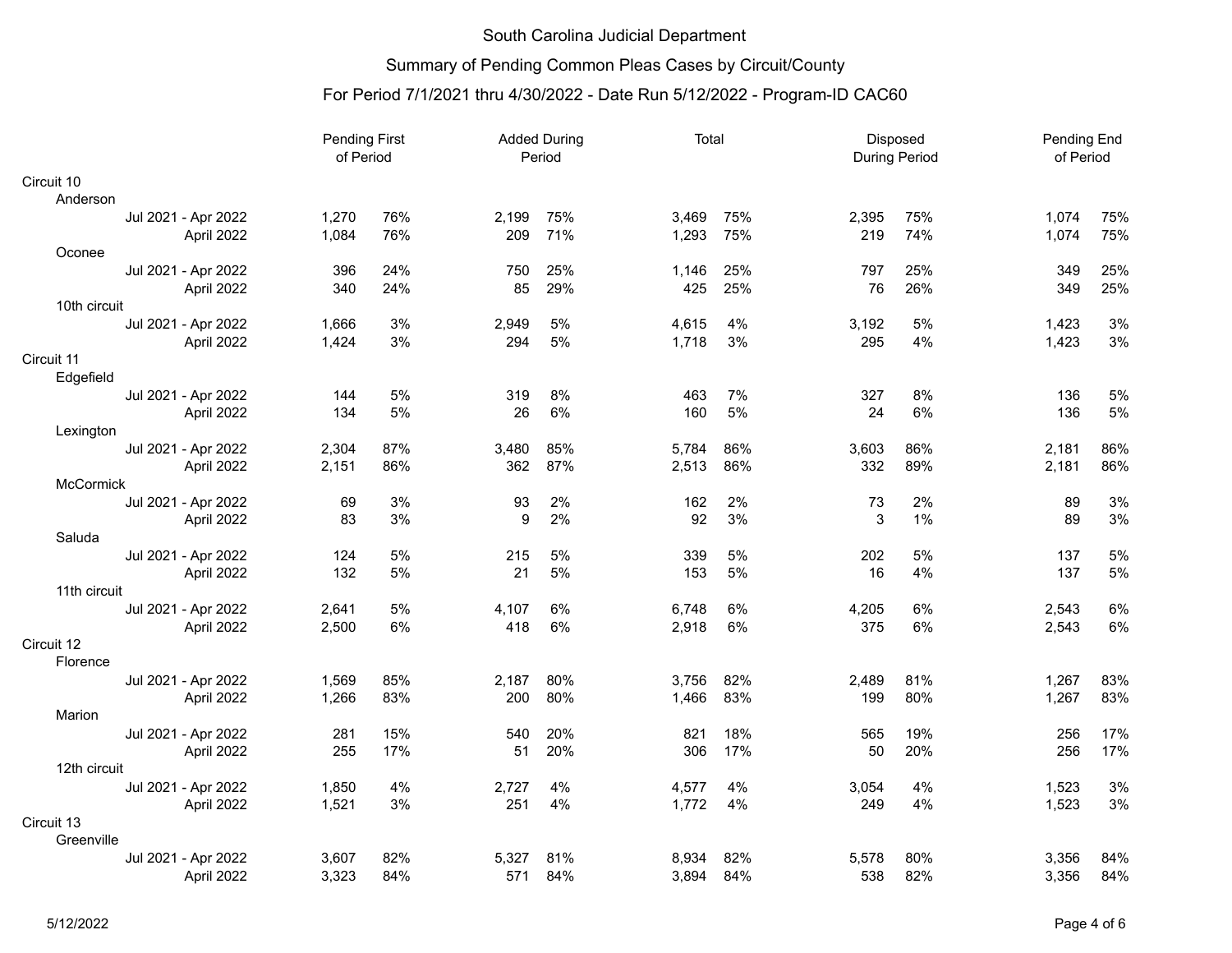# South Carolina Judicial Department

## Summary of Pending Common Pleas Cases by Circuit/County

### For Period 7/1/2021 thru 4/30/2022 - Date Run 5/12/2022 - Program-ID CAC60

| | Pending First of Period | | Added During Period | | Total | | Disposed During Period | | Pending End of Period | |
|---|---|---|---|---|---|---|---|---|---|---|
| **Circuit 10** | | | | | | | | | | |
| Anderson | | | | | | | | | | |
| Jul 2021 - Apr 2022 | 1,270 | 76% | 2,199 | 75% | 3,469 | 75% | 2,395 | 75% | 1,074 | 75% |
| April 2022 | 1,084 | 76% | 209 | 71% | 1,293 | 75% | 219 | 74% | 1,074 | 75% |
| Oconee | | | | | | | | | | |
| Jul 2021 - Apr 2022 | 396 | 24% | 750 | 25% | 1,146 | 25% | 797 | 25% | 349 | 25% |
| April 2022 | 340 | 24% | 85 | 29% | 425 | 25% | 76 | 26% | 349 | 25% |
| 10th circuit | | | | | | | | | | |
| Jul 2021 - Apr 2022 | 1,666 | 3% | 2,949 | 5% | 4,615 | 4% | 3,192 | 5% | 1,423 | 3% |
| April 2022 | 1,424 | 3% | 294 | 5% | 1,718 | 3% | 295 | 4% | 1,423 | 3% |
| **Circuit 11** | | | | | | | | | | |
| Edgefield | | | | | | | | | | |
| Jul 2021 - Apr 2022 | 144 | 5% | 319 | 8% | 463 | 7% | 327 | 8% | 136 | 5% |
| April 2022 | 134 | 5% | 26 | 6% | 160 | 5% | 24 | 6% | 136 | 5% |
| Lexington | | | | | | | | | | |
| Jul 2021 - Apr 2022 | 2,304 | 87% | 3,480 | 85% | 5,784 | 86% | 3,603 | 86% | 2,181 | 86% |
| April 2022 | 2,151 | 86% | 362 | 87% | 2,513 | 86% | 332 | 89% | 2,181 | 86% |
| McCormick | | | | | | | | | | |
| Jul 2021 - Apr 2022 | 69 | 3% | 93 | 2% | 162 | 2% | 73 | 2% | 89 | 3% |
| April 2022 | 83 | 3% | 9 | 2% | 92 | 3% | 3 | 1% | 89 | 3% |
| Saluda | | | | | | | | | | |
| Jul 2021 - Apr 2022 | 124 | 5% | 215 | 5% | 339 | 5% | 202 | 5% | 137 | 5% |
| April 2022 | 132 | 5% | 21 | 5% | 153 | 5% | 16 | 4% | 137 | 5% |
| 11th circuit | | | | | | | | | | |
| Jul 2021 - Apr 2022 | 2,641 | 5% | 4,107 | 6% | 6,748 | 6% | 4,205 | 6% | 2,543 | 6% |
| April 2022 | 2,500 | 6% | 418 | 6% | 2,918 | 6% | 375 | 6% | 2,543 | 6% |
| **Circuit 12** | | | | | | | | | | |
| Florence | | | | | | | | | | |
| Jul 2021 - Apr 2022 | 1,569 | 85% | 2,187 | 80% | 3,756 | 82% | 2,489 | 81% | 1,267 | 83% |
| April 2022 | 1,266 | 83% | 200 | 80% | 1,466 | 83% | 199 | 80% | 1,267 | 83% |
| Marion | | | | | | | | | | |
| Jul 2021 - Apr 2022 | 281 | 15% | 540 | 20% | 821 | 18% | 565 | 19% | 256 | 17% |
| April 2022 | 255 | 17% | 51 | 20% | 306 | 17% | 50 | 20% | 256 | 17% |
| 12th circuit | | | | | | | | | | |
| Jul 2021 - Apr 2022 | 1,850 | 4% | 2,727 | 4% | 4,577 | 4% | 3,054 | 4% | 1,523 | 3% |
| April 2022 | 1,521 | 3% | 251 | 4% | 1,772 | 4% | 249 | 4% | 1,523 | 3% |
| **Circuit 13** | | | | | | | | | | |
| Greenville | | | | | | | | | | |
| Jul 2021 - Apr 2022 | 3,607 | 82% | 5,327 | 81% | 8,934 | 82% | 5,578 | 80% | 3,356 | 84% |
| April 2022 | 3,323 | 84% | 571 | 84% | 3,894 | 84% | 538 | 82% | 3,356 | 84% |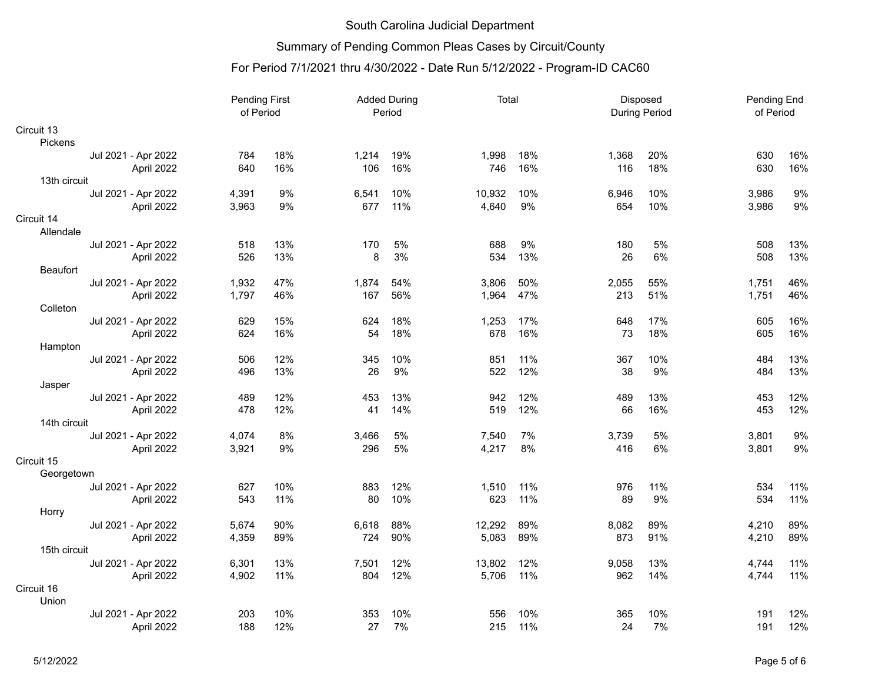# South Carolina Judicial Department

## Summary of Pending Common Pleas Cases by Circuit/County

### For Period 7/1/2021 thru 4/30/2022 - Date Run 5/12/2022 - Program-ID CAC60

| | Pending First of Period | | Added During Period | | Total | | Disposed During Period | | Pending End of Period | |
|---|---|---|---|---|---|---|---|---|---|---|
| **Circuit 13** | | | | | | | | | | |
| Pickens | | | | | | | | | | |
| Jul 2021 - Apr 2022 | 784 | 18% | 1,214 | 19% | 1,998 | 18% | 1,368 | 20% | 630 | 16% |
| April 2022 | 640 | 16% | 106 | 16% | 746 | 16% | 116 | 18% | 630 | 16% |
| 13th circuit | | | | | | | | | | |
| Jul 2021 - Apr 2022 | 4,391 | 9% | 6,541 | 10% | 10,932 | 10% | 6,946 | 10% | 3,986 | 9% |
| April 2022 | 3,963 | 9% | 677 | 11% | 4,640 | 9% | 654 | 10% | 3,986 | 9% |
| **Circuit 14** | | | | | | | | | | |
| Allendale | | | | | | | | | | |
| Jul 2021 - Apr 2022 | 518 | 13% | 170 | 5% | 688 | 9% | 180 | 5% | 508 | 13% |
| April 2022 | 526 | 13% | 8 | 3% | 534 | 13% | 26 | 6% | 508 | 13% |
| Beaufort | | | | | | | | | | |
| Jul 2021 - Apr 2022 | 1,932 | 47% | 1,874 | 54% | 3,806 | 50% | 2,055 | 55% | 1,751 | 46% |
| April 2022 | 1,797 | 46% | 167 | 56% | 1,964 | 47% | 213 | 51% | 1,751 | 46% |
| Colleton | | | | | | | | | | |
| Jul 2021 - Apr 2022 | 629 | 15% | 624 | 18% | 1,253 | 17% | 648 | 17% | 605 | 16% |
| April 2022 | 624 | 16% | 54 | 18% | 678 | 16% | 73 | 18% | 605 | 16% |
| Hampton | | | | | | | | | | |
| Jul 2021 - Apr 2022 | 506 | 12% | 345 | 10% | 851 | 11% | 367 | 10% | 484 | 13% |
| April 2022 | 496 | 13% | 26 | 9% | 522 | 12% | 38 | 9% | 484 | 13% |
| Jasper | | | | | | | | | | |
| Jul 2021 - Apr 2022 | 489 | 12% | 453 | 13% | 942 | 12% | 489 | 13% | 453 | 12% |
| April 2022 | 478 | 12% | 41 | 14% | 519 | 12% | 66 | 16% | 453 | 12% |
| 14th circuit | | | | | | | | | | |
| Jul 2021 - Apr 2022 | 4,074 | 8% | 3,466 | 5% | 7,540 | 7% | 3,739 | 5% | 3,801 | 9% |
| April 2022 | 3,921 | 9% | 296 | 5% | 4,217 | 8% | 416 | 6% | 3,801 | 9% |
| **Circuit 15** | | | | | | | | | | |
| Georgetown | | | | | | | | | | |
| Jul 2021 - Apr 2022 | 627 | 10% | 883 | 12% | 1,510 | 11% | 976 | 11% | 534 | 11% |
| April 2022 | 543 | 11% | 80 | 10% | 623 | 11% | 89 | 9% | 534 | 11% |
| Horry | | | | | | | | | | |
| Jul 2021 - Apr 2022 | 5,674 | 90% | 6,618 | 88% | 12,292 | 89% | 8,082 | 89% | 4,210 | 89% |
| April 2022 | 4,359 | 89% | 724 | 90% | 5,083 | 89% | 873 | 91% | 4,210 | 89% |
| 15th circuit | | | | | | | | | | |
| Jul 2021 - Apr 2022 | 6,301 | 13% | 7,501 | 12% | 13,802 | 12% | 9,058 | 13% | 4,744 | 11% |
| April 2022 | 4,902 | 11% | 804 | 12% | 5,706 | 11% | 962 | 14% | 4,744 | 11% |
| **Circuit 16** | | | | | | | | | | |
| Union | | | | | | | | | | |
| Jul 2021 - Apr 2022 | 203 | 10% | 353 | 10% | 556 | 10% | 365 | 10% | 191 | 12% |
| April 2022 | 188 | 12% | 27 | 7% | 215 | 11% | 24 | 7% | 191 | 12% |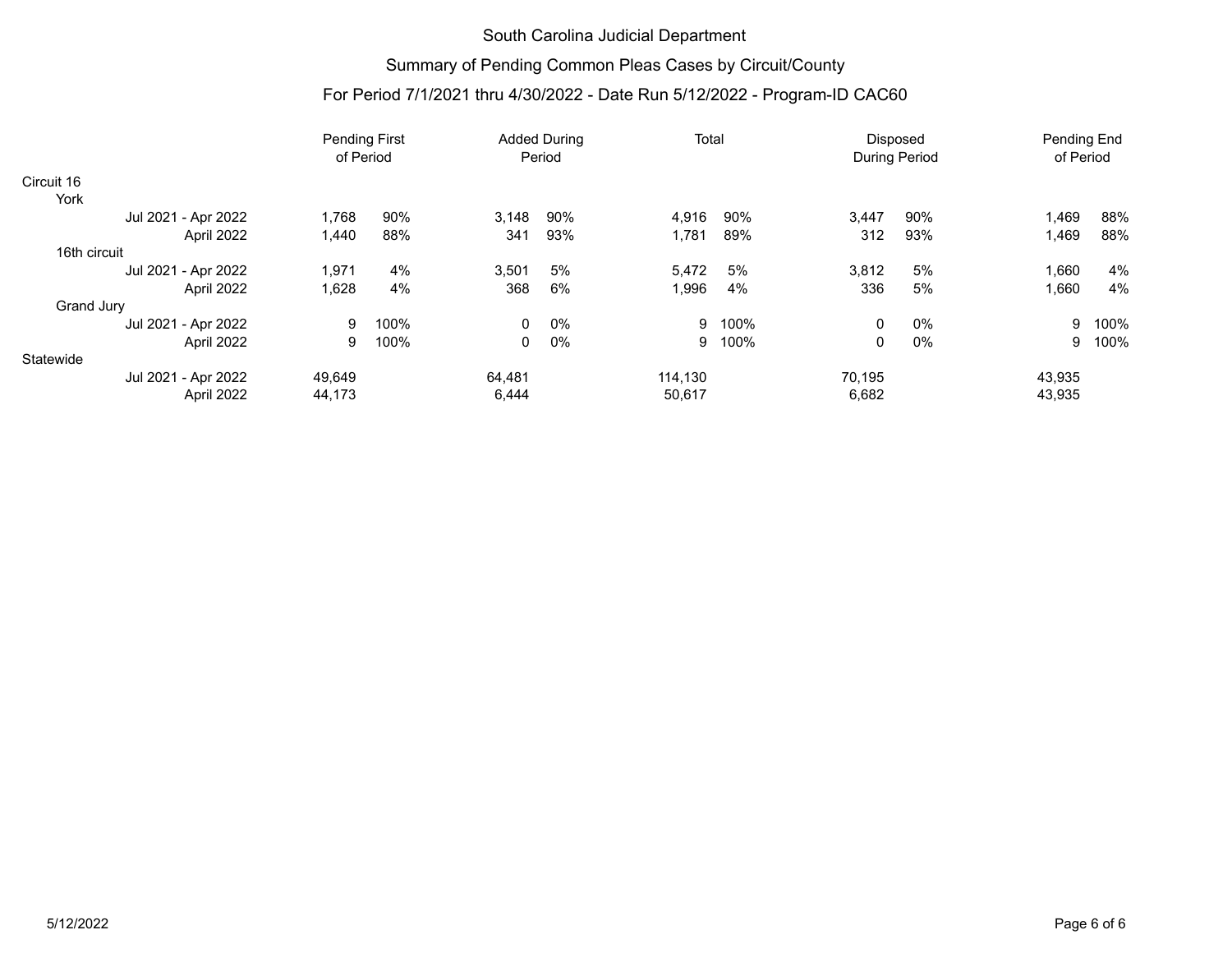South Carolina Judicial Department

Summary of Pending Common Pleas Cases by Circuit/County

For Period 7/1/2021 thru 4/30/2022 - Date Run 5/12/2022 - Program-ID CAC60

| | Pending First of Period | | Added During Period | | Total | | Disposed During Period | | Pending End of Period | |
|---|---|---|---|---|---|---|---|---|---|---|
| **Circuit 16** | | | | | | | | | | |
| York | | | | | | | | | | |
| Jul 2021 - Apr 2022 | 1,768 | 90% | 3,148 | 90% | 4,916 | 90% | 3,447 | 90% | 1,469 | 88% |
| April 2022 | 1,440 | 88% | 341 | 93% | 1,781 | 89% | 312 | 93% | 1,469 | 88% |
| 16th circuit | | | | | | | | | | |
| Jul 2021 - Apr 2022 | 1,971 | 4% | 3,501 | 5% | 5,472 | 5% | 3,812 | 5% | 1,660 | 4% |
| April 2022 | 1,628 | 4% | 368 | 6% | 1,996 | 4% | 336 | 5% | 1,660 | 4% |
| Grand Jury | | | | | | | | | | |
| Jul 2021 - Apr 2022 | 9 | 100% | 0 | 0% | 9 | 100% | 0 | 0% | 9 | 100% |
| April 2022 | 9 | 100% | 0 | 0% | 9 | 100% | 0 | 0% | 9 | 100% |
| **Statewide** | | | | | | | | | | |
| Jul 2021 - Apr 2022 | 49,649 | | 64,481 | | 114,130 | | 70,195 | | 43,935 | |
| April 2022 | 44,173 | | 6,444 | | 50,617 | | 6,682 | | 43,935 | |